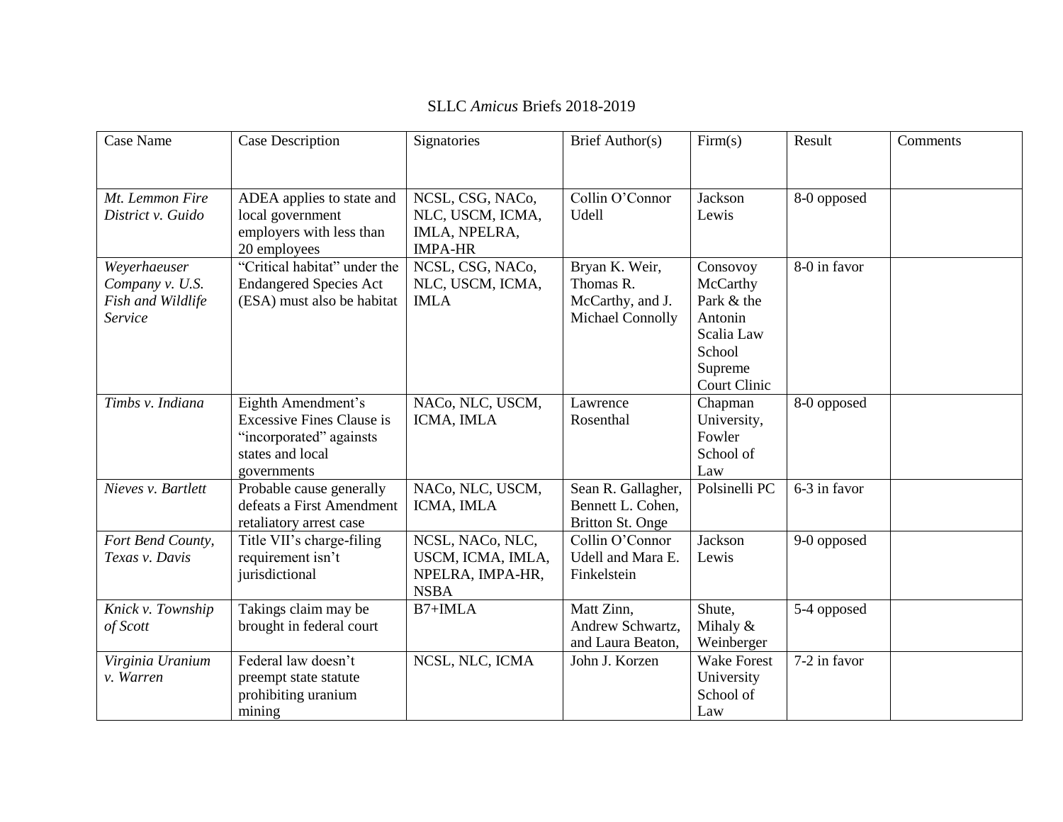# SLLC *Amicus* Briefs 2018-2019

| Case Name | Case Description | Signatories | Brief Author(s) | Firm(s) | Result | Comments |
|---|---|---|---|---|---|---|
| *Mt. Lemmon Fire District v. Guido* | ADEA applies to state and local government employers with less than 20 employees | NCSL, CSG, NACo, NLC, USCM, ICMA, IMLA, NPELRA, IMPA-HR | Collin O'Connor Udell | Jackson Lewis | 8-0 opposed | |
| *Weyerhaeuser Company v. U.S. Fish and Wildlife Service* | "Critical habitat" under the Endangered Species Act (ESA) must also be habitat | NCSL, CSG, NACo, NLC, USCM, ICMA, IMLA | Bryan K. Weir, Thomas R. McCarthy, and J. Michael Connolly | Consovoy McCarthy Park & the Antonin Scalia Law School Supreme Court Clinic | 8-0 in favor | |
| *Timbs v. Indiana* | Eighth Amendment's Excessive Fines Clause is "incorporated" againsts states and local governments | NACo, NLC, USCM, ICMA, IMLA | Lawrence Rosenthal | Chapman University, Fowler School of Law | 8-0 opposed | |
| *Nieves v. Bartlett* | Probable cause generally defeats a First Amendment retaliatory arrest case | NACo, NLC, USCM, ICMA, IMLA | Sean R. Gallagher, Bennett L. Cohen, Britton St. Onge | Polsinelli PC | 6-3 in favor | |
| *Fort Bend County, Texas v. Davis* | Title VII's charge-filing requirement isn't jurisdictional | NCSL, NACo, NLC, USCM, ICMA, IMLA, NPELRA, IMPA-HR, NSBA | Collin O'Connor Udell and Mara E. Finkelstein | Jackson Lewis | 9-0 opposed | |
| *Knick v. Township of Scott* | Takings claim may be brought in federal court | B7+IMLA | Matt Zinn, Andrew Schwartz, and Laura Beaton, | Shute, Mihaly & Weinberger | 5-4 opposed | |
| *Virginia Uranium v. Warren* | Federal law doesn't preempt state statute prohibiting uranium mining | NCSL, NLC, ICMA | John J. Korzen | Wake Forest University School of Law | 7-2 in favor | |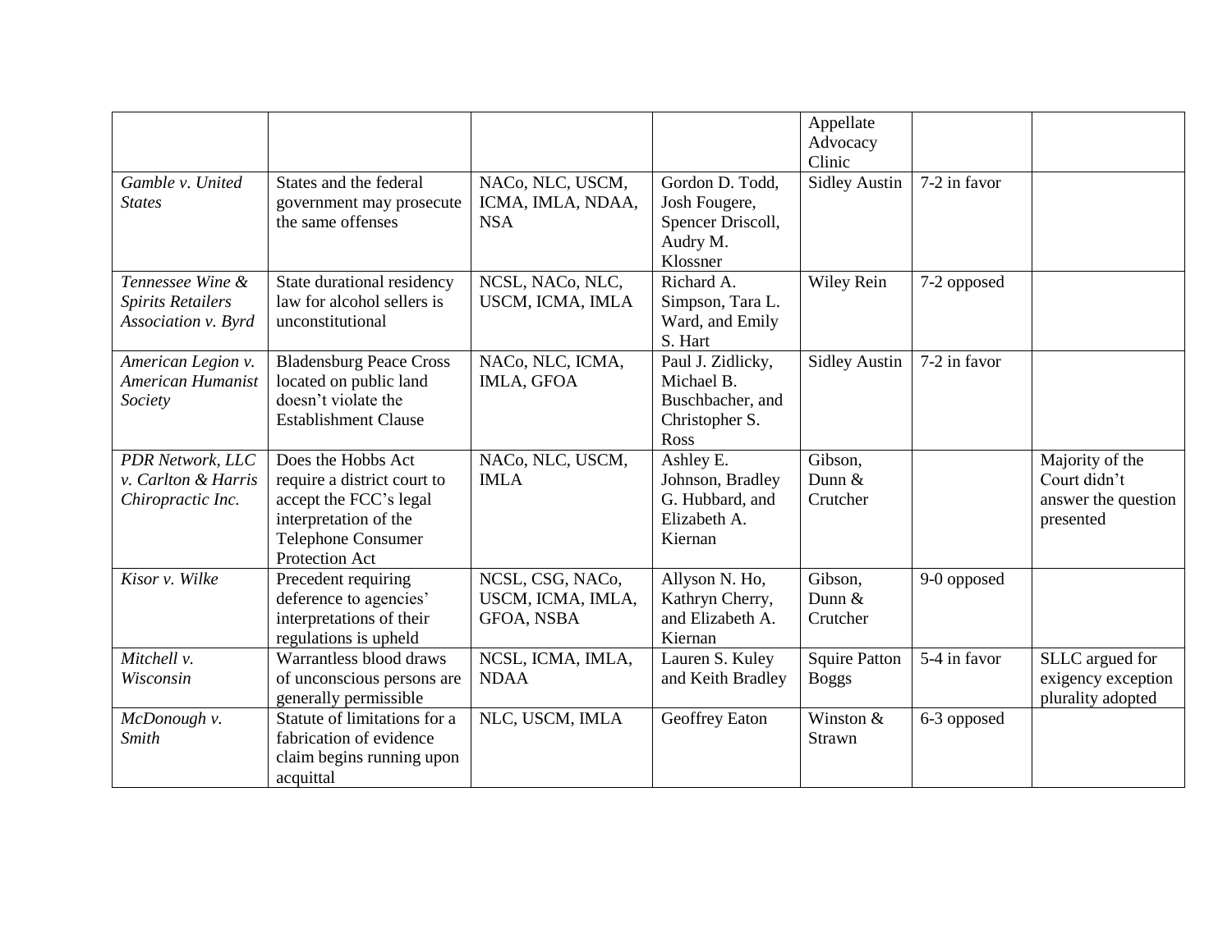| | | | | | | |
|---|---|---|---|---|---|---|
| | | | | Appellate Advocacy Clinic | | |
| *Gamble v. United States* | States and the federal government may prosecute the same offenses | NACo, NLC, USCM, ICMA, IMLA, NDAA, NSA | Gordon D. Todd, Josh Fougere, Spencer Driscoll, Audry M. Klossner | Sidley Austin | 7-2 in favor | |
| *Tennessee Wine & Spirits Retailers Association v. Byrd* | State durational residency law for alcohol sellers is unconstitutional | NCSL, NACo, NLC, USCM, ICMA, IMLA | Richard A. Simpson, Tara L. Ward, and Emily S. Hart | Wiley Rein | 7-2 opposed | |
| *American Legion v. American Humanist Society* | Bladensburg Peace Cross located on public land doesn't violate the Establishment Clause | NACo, NLC, ICMA, IMLA, GFOA | Paul J. Zidlicky, Michael B. Buschbacher, and Christopher S. Ross | Sidley Austin | 7-2 in favor | |
| *PDR Network, LLC v. Carlton & Harris Chiropractic Inc.* | Does the Hobbs Act require a district court to accept the FCC's legal interpretation of the Telephone Consumer Protection Act | NACo, NLC, USCM, IMLA | Ashley E. Johnson, Bradley G. Hubbard, and Elizabeth A. Kiernan | Gibson, Dunn & Crutcher | | Majority of the Court didn't answer the question presented |
| *Kisor v. Wilke* | Precedent requiring deference to agencies' interpretations of their regulations is upheld | NCSL, CSG, NACo, USCM, ICMA, IMLA, GFOA, NSBA | Allyson N. Ho, Kathryn Cherry, and Elizabeth A. Kiernan | Gibson, Dunn & Crutcher | 9-0 opposed | |
| *Mitchell v. Wisconsin* | Warrantless blood draws of unconscious persons are generally permissible | NCSL, ICMA, IMLA, NDAA | Lauren S. Kuley and Keith Bradley | Squire Patton Boggs | 5-4 in favor | SLLC argued for exigency exception plurality adopted |
| *McDonough v. Smith* | Statute of limitations for a fabrication of evidence claim begins running upon acquittal | NLC, USCM, IMLA | Geoffrey Eaton | Winston & Strawn | 6-3 opposed | |